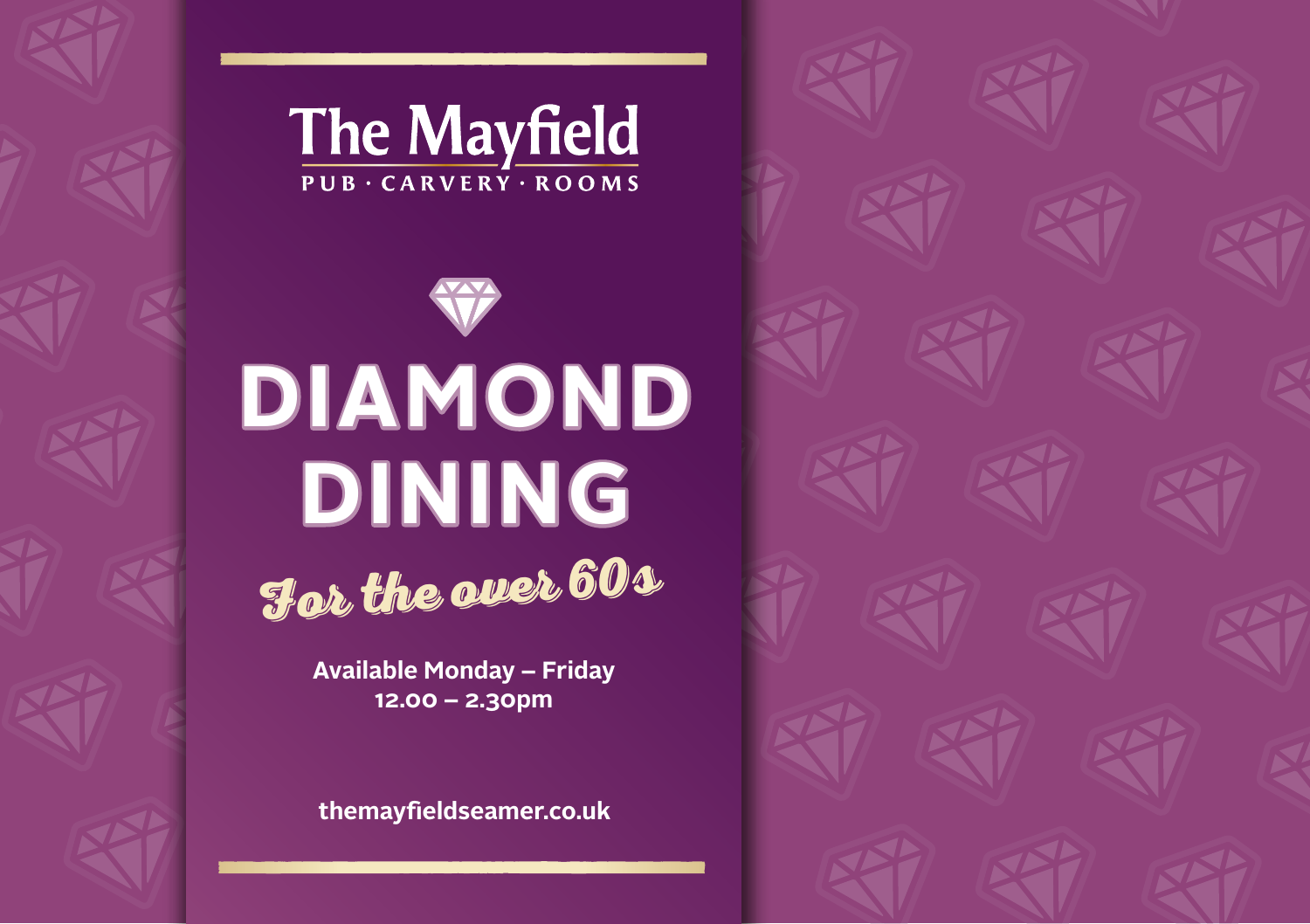# The Mayfield

PUB · CARVERY · ROOMS

# DIAMOND DINING

*For the over 60s*

**Available Monday – Friday**
**12.00 – 2.30pm**

**themayfieldseamer.co.uk**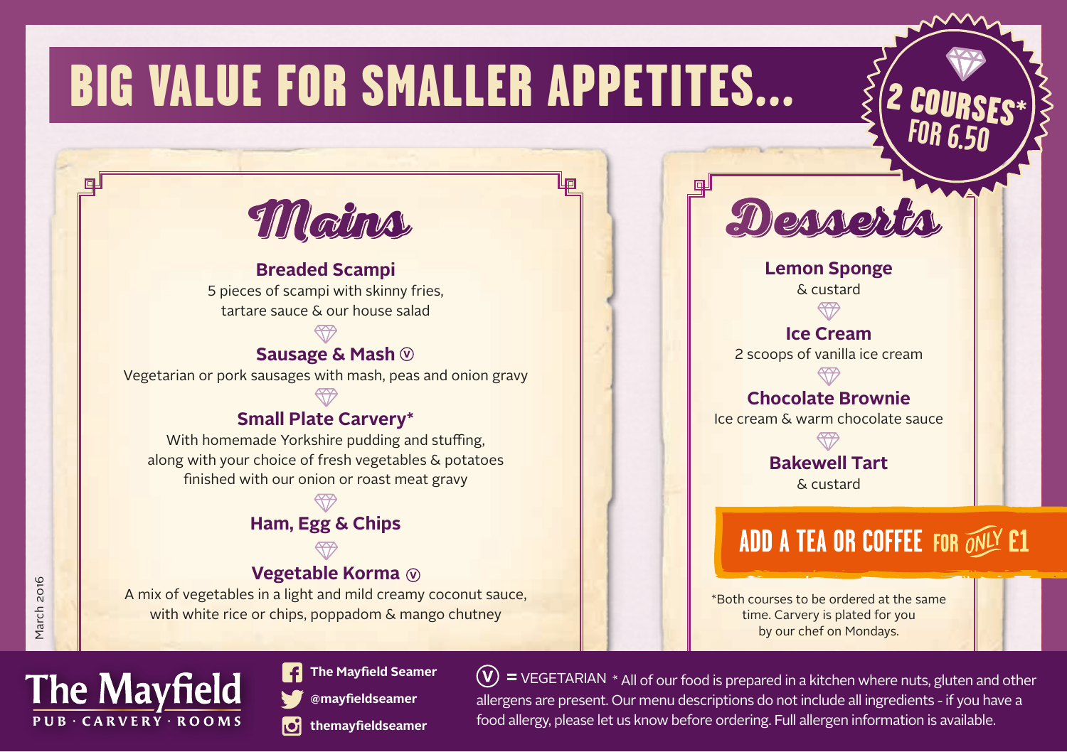# BIG VALUE FOR SMALLER APPETITES...

**2 COURSES* FOR 6.50**

## Mains

### Breaded Scampi
5 pieces of scampi with skinny fries, tartare sauce & our house salad

### Sausage & Mash (V)
Vegetarian or pork sausages with mash, peas and onion gravy

### Small Plate Carvery*
With homemade Yorkshire pudding and stuffing, along with your choice of fresh vegetables & potatoes finished with our onion or roast meat gravy

### Ham, Egg & Chips

### Vegetable Korma (V)
A mix of vegetables in a light and mild creamy coconut sauce, with white rice or chips, poppadom & mango chutney

## Desserts

### Lemon Sponge
& custard

### Ice Cream
2 scoops of vanilla ice cream

### Chocolate Brownie
Ice cream & warm chocolate sauce

### Bakewell Tart
& custard

**ADD A TEA OR COFFEE FOR ONLY £1**

*Both courses to be ordered at the same time. Carvery is plated for you by our chef on Mondays.

March 2016

**The Mayfield**
PUB · CARVERY · ROOMS

The Mayfield Seamer
@mayfieldseamer
themayfieldseamer

(V) = VEGETARIAN * All of our food is prepared in a kitchen where nuts, gluten and other allergens are present. Our menu descriptions do not include all ingredients - if you have a food allergy, please let us know before ordering. Full allergen information is available.